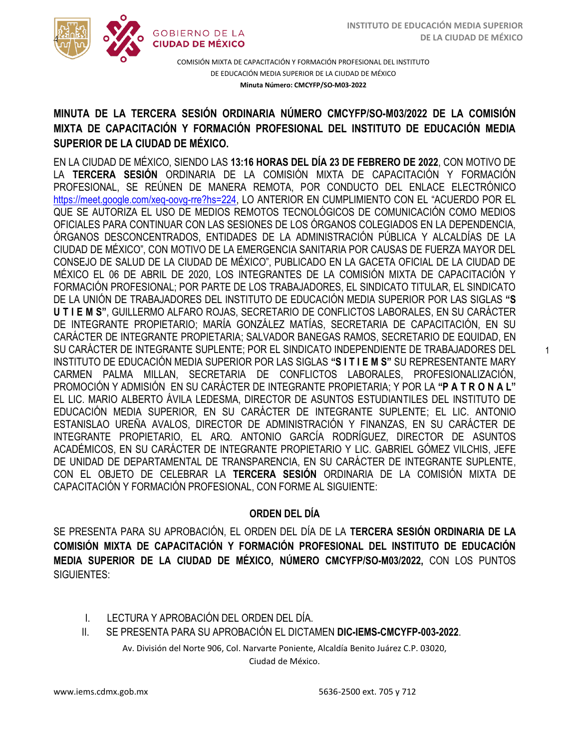COMISIÓN MIXTA DE CAPACITACIÓN Y FORMACIÓN PROFESIONAL DEL INSTITUTO DE EDUCACIÓN MEDIA SUPERIOR DE LA CIUDAD DE MÉXICO

**Minuta Número: CMCYFP/SO-M03-2022**

## MINUTA DE LA TERCERA SESIÓN ORDINARIA NÚMERO CMCYFP/SO-M03/2022 DE LA COMISIÓN MIXTA DE CAPACITACIÓN Y FORMACIÓN PROFESIONAL DEL INSTITUTO DE EDUCACIÓN MEDIA SUPERIOR DE LA CIUDAD DE MÉXICO.

EN LA CIUDAD DE MÉXICO, SIENDO LAS **13:16 HORAS DEL DÍA 23 DE FEBRERO DE 2022**, CON MOTIVO DE LA **TERCERA SESIÓN** ORDINARIA DE LA COMISIÓN MIXTA DE CAPACITACIÓN Y FORMACIÓN PROFESIONAL, SE REÚNEN DE MANERA REMOTA, POR CONDUCTO DEL ENLACE ELECTRÓNICO https://meet.google.com/xeq-oovg-rre?hs=224, LO ANTERIOR EN CUMPLIMIENTO CON EL "ACUERDO POR EL QUE SE AUTORIZA EL USO DE MEDIOS REMOTOS TECNOLÓGICOS DE COMUNICACIÓN COMO MEDIOS OFICIALES PARA CONTINUAR CON LAS SESIONES DE LOS ÓRGANOS COLEGIADOS EN LA DEPENDENCIA, ÓRGANOS DESCONCENTRADOS, ENTIDADES DE LA ADMINISTRACIÓN PÚBLICA Y ALCALDÍAS DE LA CIUDAD DE MÉXICO", CON MOTIVO DE LA EMERGENCIA SANITARIA POR CAUSAS DE FUERZA MAYOR DEL CONSEJO DE SALUD DE LA CIUDAD DE MÉXICO", PUBLICADO EN LA GACETA OFICIAL DE LA CIUDAD DE MÉXICO EL 06 DE ABRIL DE 2020, LOS INTEGRANTES DE LA COMISIÓN MIXTA DE CAPACITACIÓN Y FORMACIÓN PROFESIONAL; POR PARTE DE LOS TRABAJADORES, EL SINDICATO TITULAR, EL SINDICATO DE LA UNIÓN DE TRABAJADORES DEL INSTITUTO DE EDUCACIÓN MEDIA SUPERIOR POR LAS SIGLAS **"S U T I E M S"**, GUILLERMO ALFARO ROJAS, SECRETARIO DE CONFLICTOS LABORALES, EN SU CARÁCTER DE INTEGRANTE PROPIETARIO; MARÍA GONZÁLEZ MATÍAS, SECRETARIA DE CAPACITACIÓN, EN SU CARÁCTER DE INTEGRANTE PROPIETARIA; SALVADOR BANEGAS RAMOS, SECRETARIO DE EQUIDAD, EN SU CARÁCTER DE INTEGRANTE SUPLENTE; POR EL SINDICATO INDEPENDIENTE DE TRABAJADORES DEL INSTITUTO DE EDUCACIÓN MEDIA SUPERIOR POR LAS SIGLAS **"S I T I E M S"** SU REPRESENTANTE MARY CARMEN PALMA MILLAN, SECRETARIA DE CONFLICTOS LABORALES, PROFESIONALIZACIÓN, PROMOCIÓN Y ADMISIÓN EN SU CARÁCTER DE INTEGRANTE PROPIETARIA; Y POR LA **"P A T R O N A L"** EL LIC. MARIO ALBERTO ÁVILA LEDESMA, DIRECTOR DE ASUNTOS ESTUDIANTILES DEL INSTITUTO DE EDUCACIÓN MEDIA SUPERIOR, EN SU CARÁCTER DE INTEGRANTE SUPLENTE; EL LIC. ANTONIO ESTANISLAO UREÑA AVALOS, DIRECTOR DE ADMINISTRACIÓN Y FINANZAS, EN SU CARÁCTER DE INTEGRANTE PROPIETARIO, EL ARQ. ANTONIO GARCÍA RODRÍGUEZ, DIRECTOR DE ASUNTOS ACADÉMICOS, EN SU CARÁCTER DE INTEGRANTE PROPIETARIO Y LIC. GABRIEL GÓMEZ VILCHIS, JEFE DE UNIDAD DE DEPARTAMENTAL DE TRANSPARENCIA, EN SU CARÁCTER DE INTEGRANTE SUPLENTE, CON EL OBJETO DE CELEBRAR LA **TERCERA SESIÓN** ORDINARIA DE LA COMISIÓN MIXTA DE CAPACITACIÓN Y FORMACIÓN PROFESIONAL, CON FORME AL SIGUIENTE:

### ORDEN DEL DÍA

SE PRESENTA PARA SU APROBACIÓN, EL ORDEN DEL DÍA DE LA **TERCERA SESIÓN ORDINARIA DE LA COMISIÓN MIXTA DE CAPACITACIÓN Y FORMACIÓN PROFESIONAL DEL INSTITUTO DE EDUCACIÓN MEDIA SUPERIOR DE LA CIUDAD DE MÉXICO, NÚMERO CMCYFP/SO-M03/2022,** CON LOS PUNTOS SIGUIENTES:

I. LECTURA Y APROBACIÓN DEL ORDEN DEL DÍA.
II. SE PRESENTA PARA SU APROBACIÓN EL DICTAMEN **DIC-IEMS-CMCYFP-003-2022**.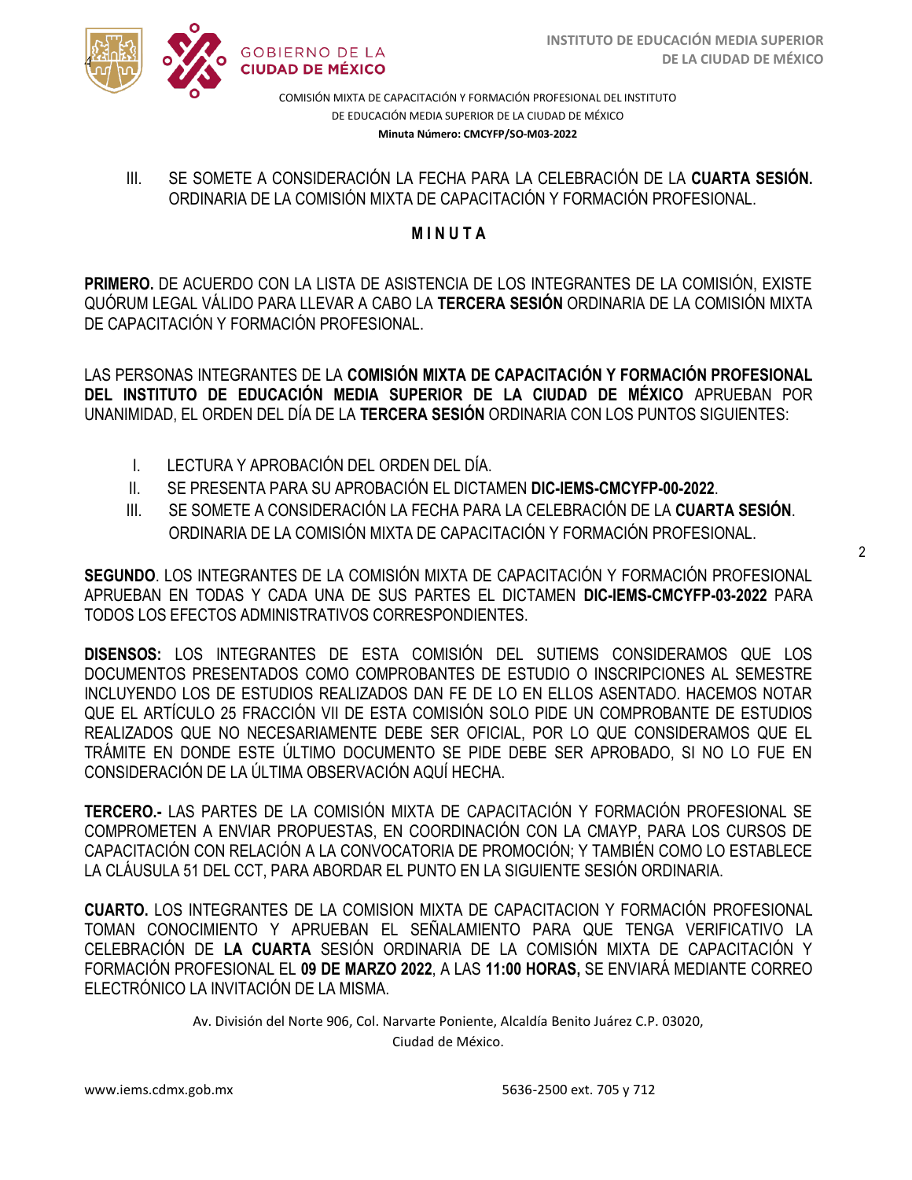COMISIÓN MIXTA DE CAPACITACIÓN Y FORMACIÓN PROFESIONAL DEL INSTITUTO DE EDUCACIÓN MEDIA SUPERIOR DE LA CIUDAD DE MÉXICO

**Minuta Número: CMCYFP/SO-M03-2022**

III. SE SOMETE A CONSIDERACIÓN LA FECHA PARA LA CELEBRACIÓN DE LA **CUARTA SESIÓN.** ORDINARIA DE LA COMISIÓN MIXTA DE CAPACITACIÓN Y FORMACIÓN PROFESIONAL.

## M I N U T A

**PRIMERO.** DE ACUERDO CON LA LISTA DE ASISTENCIA DE LOS INTEGRANTES DE LA COMISIÓN, EXISTE QUÓRUM LEGAL VÁLIDO PARA LLEVAR A CABO LA **TERCERA SESIÓN** ORDINARIA DE LA COMISIÓN MIXTA DE CAPACITACIÓN Y FORMACIÓN PROFESIONAL.

LAS PERSONAS INTEGRANTES DE LA **COMISIÓN MIXTA DE CAPACITACIÓN Y FORMACIÓN PROFESIONAL DEL INSTITUTO DE EDUCACIÓN MEDIA SUPERIOR DE LA CIUDAD DE MÉXICO** APRUEBAN POR UNANIMIDAD, EL ORDEN DEL DÍA DE LA **TERCERA SESIÓN** ORDINARIA CON LOS PUNTOS SIGUIENTES:

I. LECTURA Y APROBACIÓN DEL ORDEN DEL DÍA.

II. SE PRESENTA PARA SU APROBACIÓN EL DICTAMEN **DIC-IEMS-CMCYFP-00-2022**.

III. SE SOMETE A CONSIDERACIÓN LA FECHA PARA LA CELEBRACIÓN DE LA **CUARTA SESIÓN**. ORDINARIA DE LA COMISIÓN MIXTA DE CAPACITACIÓN Y FORMACIÓN PROFESIONAL.

**SEGUNDO**. LOS INTEGRANTES DE LA COMISIÓN MIXTA DE CAPACITACIÓN Y FORMACIÓN PROFESIONAL APRUEBAN EN TODAS Y CADA UNA DE SUS PARTES EL DICTAMEN **DIC-IEMS-CMCYFP-03-2022** PARA TODOS LOS EFECTOS ADMINISTRATIVOS CORRESPONDIENTES.

**DISENSOS:** LOS INTEGRANTES DE ESTA COMISIÓN DEL SUTIEMS CONSIDERAMOS QUE LOS DOCUMENTOS PRESENTADOS COMO COMPROBANTES DE ESTUDIO O INSCRIPCIONES AL SEMESTRE INCLUYENDO LOS DE ESTUDIOS REALIZADOS DAN FE DE LO EN ELLOS ASENTADO. HACEMOS NOTAR QUE EL ARTÍCULO 25 FRACCIÓN VII DE ESTA COMISIÓN SOLO PIDE UN COMPROBANTE DE ESTUDIOS REALIZADOS QUE NO NECESARIAMENTE DEBE SER OFICIAL, POR LO QUE CONSIDERAMOS QUE EL TRÁMITE EN DONDE ESTE ÚLTIMO DOCUMENTO SE PIDE DEBE SER APROBADO, SI NO LO FUE EN CONSIDERACIÓN DE LA ÚLTIMA OBSERVACIÓN AQUÍ HECHA.

**TERCERO.-** LAS PARTES DE LA COMISIÓN MIXTA DE CAPACITACIÓN Y FORMACIÓN PROFESIONAL SE COMPROMETEN A ENVIAR PROPUESTAS, EN COORDINACIÓN CON LA CMAYP, PARA LOS CURSOS DE CAPACITACIÓN CON RELACIÓN A LA CONVOCATORIA DE PROMOCIÓN; Y TAMBIÉN COMO LO ESTABLECE LA CLÁUSULA 51 DEL CCT, PARA ABORDAR EL PUNTO EN LA SIGUIENTE SESIÓN ORDINARIA.

**CUARTO.** LOS INTEGRANTES DE LA COMISION MIXTA DE CAPACITACION Y FORMACIÓN PROFESIONAL TOMAN CONOCIMIENTO Y APRUEBAN EL SEÑALAMIENTO PARA QUE TENGA VERIFICATIVO LA CELEBRACIÓN DE **LA CUARTA** SESIÓN ORDINARIA DE LA COMISIÓN MIXTA DE CAPACITACIÓN Y FORMACIÓN PROFESIONAL EL **09 DE MARZO 2022**, A LAS **11:00 HORAS,** SE ENVIARÁ MEDIANTE CORREO ELECTRÓNICO LA INVITACIÓN DE LA MISMA.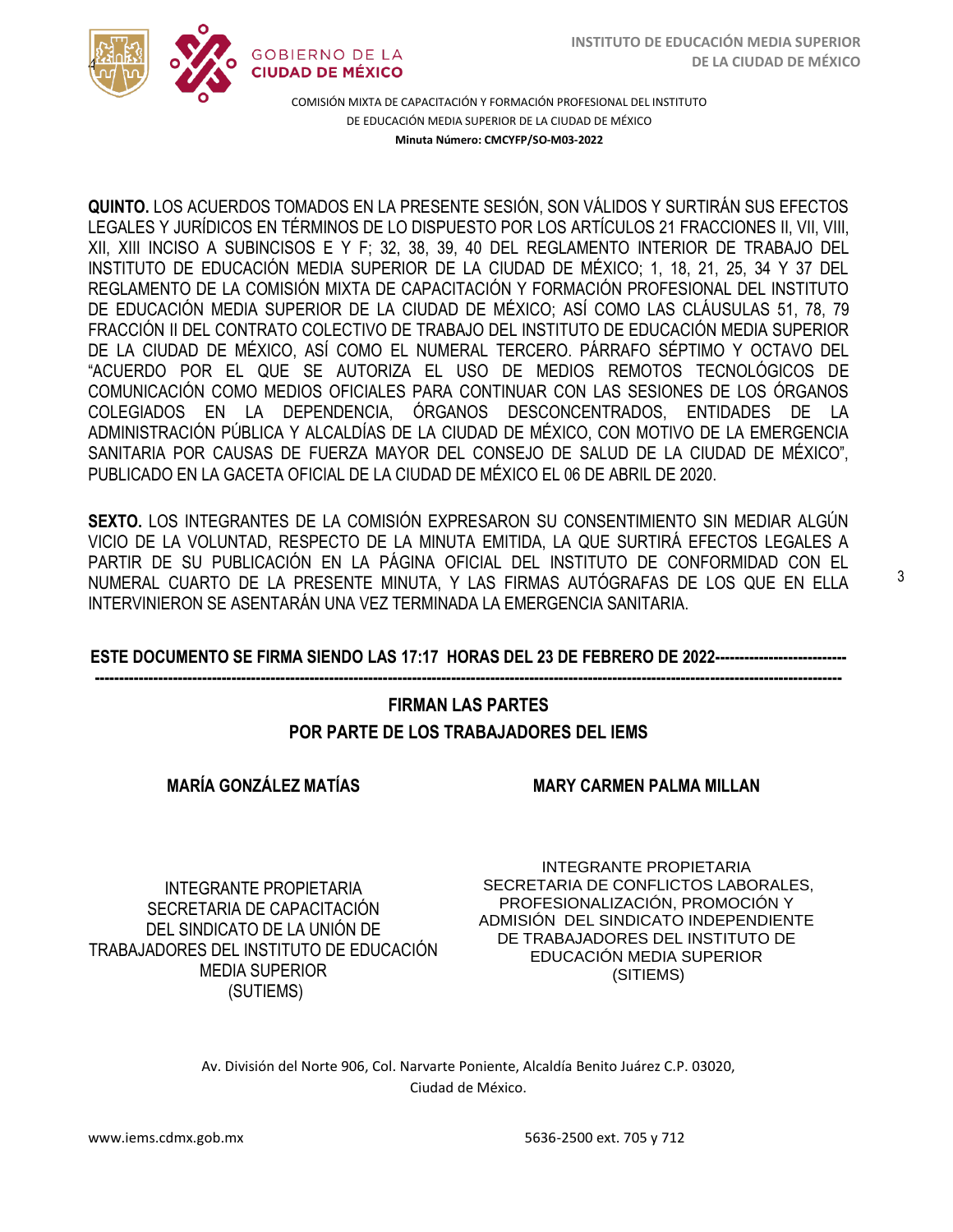**QUINTO.** LOS ACUERDOS TOMADOS EN LA PRESENTE SESIÓN, SON VÁLIDOS Y SURTIRÁN SUS EFECTOS LEGALES Y JURÍDICOS EN TÉRMINOS DE LO DISPUESTO POR LOS ARTÍCULOS 21 FRACCIONES II, VII, VIII, XII, XIII INCISO A SUBINCISOS E Y F; 32, 38, 39, 40 DEL REGLAMENTO INTERIOR DE TRABAJO DEL INSTITUTO DE EDUCACIÓN MEDIA SUPERIOR DE LA CIUDAD DE MÉXICO; 1, 18, 21, 25, 34 Y 37 DEL REGLAMENTO DE LA COMISIÓN MIXTA DE CAPACITACIÓN Y FORMACIÓN PROFESIONAL DEL INSTITUTO DE EDUCACIÓN MEDIA SUPERIOR DE LA CIUDAD DE MÉXICO; ASÍ COMO LAS CLÁUSULAS 51, 78, 79 FRACCIÓN II DEL CONTRATO COLECTIVO DE TRABAJO DEL INSTITUTO DE EDUCACIÓN MEDIA SUPERIOR DE LA CIUDAD DE MÉXICO, ASÍ COMO EL NUMERAL TERCERO. PÁRRAFO SÉPTIMO Y OCTAVO DEL "ACUERDO POR EL QUE SE AUTORIZA EL USO DE MEDIOS REMOTOS TECNOLÓGICOS DE COMUNICACIÓN COMO MEDIOS OFICIALES PARA CONTINUAR CON LAS SESIONES DE LOS ÓRGANOS COLEGIADOS EN LA DEPENDENCIA, ÓRGANOS DESCONCENTRADOS, ENTIDADES DE LA ADMINISTRACIÓN PÚBLICA Y ALCALDÍAS DE LA CIUDAD DE MÉXICO, CON MOTIVO DE LA EMERGENCIA SANITARIA POR CAUSAS DE FUERZA MAYOR DEL CONSEJO DE SALUD DE LA CIUDAD DE MÉXICO", PUBLICADO EN LA GACETA OFICIAL DE LA CIUDAD DE MÉXICO EL 06 DE ABRIL DE 2020.

**SEXTO.** LOS INTEGRANTES DE LA COMISIÓN EXPRESARON SU CONSENTIMIENTO SIN MEDIAR ALGÚN VICIO DE LA VOLUNTAD, RESPECTO DE LA MINUTA EMITIDA, LA QUE SURTIRÁ EFECTOS LEGALES A PARTIR DE SU PUBLICACIÓN EN LA PÁGINA OFICIAL DEL INSTITUTO DE CONFORMIDAD CON EL NUMERAL CUARTO DE LA PRESENTE MINUTA, Y LAS FIRMAS AUTÓGRAFAS DE LOS QUE EN ELLA INTERVINIERON SE ASENTARÁN UNA VEZ TERMINADA LA EMERGENCIA SANITARIA.

**ESTE DOCUMENTO SE FIRMA SIENDO LAS 17:17 HORAS DEL 23 DE FEBRERO DE 2022--------------------------------------------------------------------------------------------------------------------------------------------------------------------------------**

**FIRMAN LAS PARTES**

**POR PARTE DE LOS TRABAJADORES DEL IEMS**

| **MARÍA GONZÁLEZ MATÍAS** | **MARY CARMEN PALMA MILLAN** |
|---|---|
| INTEGRANTE PROPIETARIA<br>SECRETARIA DE CAPACITACIÓN DEL SINDICATO DE LA UNIÓN DE TRABAJADORES DEL INSTITUTO DE EDUCACIÓN MEDIA SUPERIOR<br>(SUTIEMS) | INTEGRANTE PROPIETARIA<br>SECRETARIA DE CONFLICTOS LABORALES, PROFESIONALIZACIÓN, PROMOCIÓN Y ADMISIÓN DEL SINDICATO INDEPENDIENTE DE TRABAJADORES DEL INSTITUTO DE EDUCACIÓN MEDIA SUPERIOR<br>(SITIEMS) |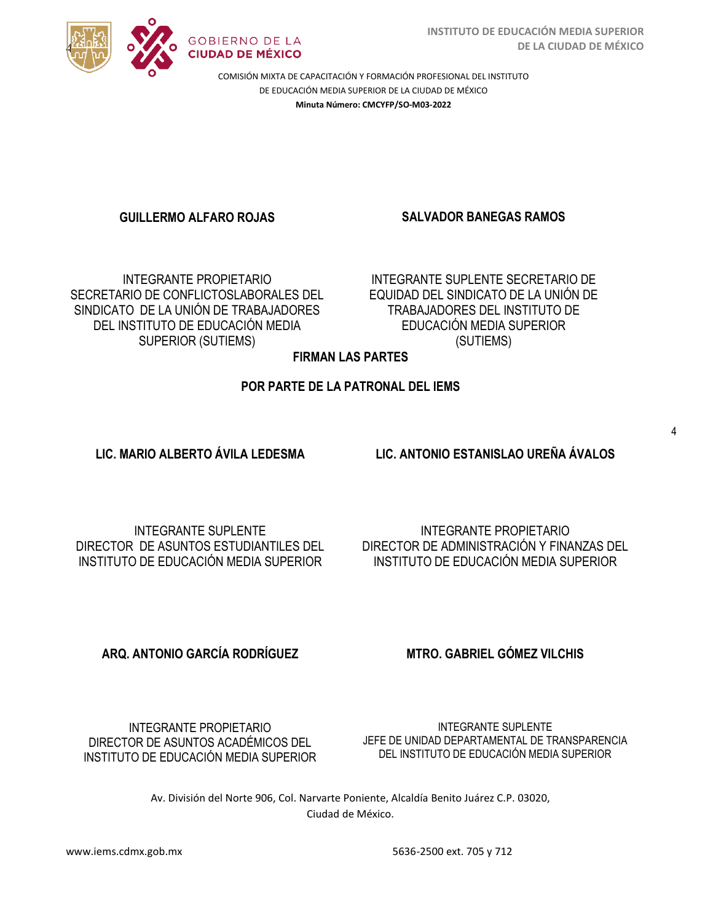**GUILLERMO ALFARO ROJAS**

INTEGRANTE PROPIETARIO
SECRETARIO DE CONFLICTOSLABORALES DEL SINDICATO DE LA UNIÓN DE TRABAJADORES DEL INSTITUTO DE EDUCACIÓN MEDIA SUPERIOR (SUTIEMS)

**SALVADOR BANEGAS RAMOS**

INTEGRANTE SUPLENTE SECRETARIO DE EQUIDAD DEL SINDICATO DE LA UNIÓN DE TRABAJADORES DEL INSTITUTO DE EDUCACIÓN MEDIA SUPERIOR (SUTIEMS)

**FIRMAN LAS PARTES**

**POR PARTE DE LA PATRONAL DEL IEMS**

**LIC. MARIO ALBERTO ÁVILA LEDESMA**

INTEGRANTE SUPLENTE
DIRECTOR DE ASUNTOS ESTUDIANTILES DEL INSTITUTO DE EDUCACIÓN MEDIA SUPERIOR

**LIC. ANTONIO ESTANISLAO UREÑA ÁVALOS**

INTEGRANTE PROPIETARIO
DIRECTOR DE ADMINISTRACIÓN Y FINANZAS DEL INSTITUTO DE EDUCACIÓN MEDIA SUPERIOR

**ARQ. ANTONIO GARCÍA RODRÍGUEZ**

INTEGRANTE PROPIETARIO
DIRECTOR DE ASUNTOS ACADÉMICOS DEL INSTITUTO DE EDUCACIÓN MEDIA SUPERIOR

**MTRO. GABRIEL GÓMEZ VILCHIS**

INTEGRANTE SUPLENTE
JEFE DE UNIDAD DEPARTAMENTAL DE TRANSPARENCIA DEL INSTITUTO DE EDUCACIÓN MEDIA SUPERIOR